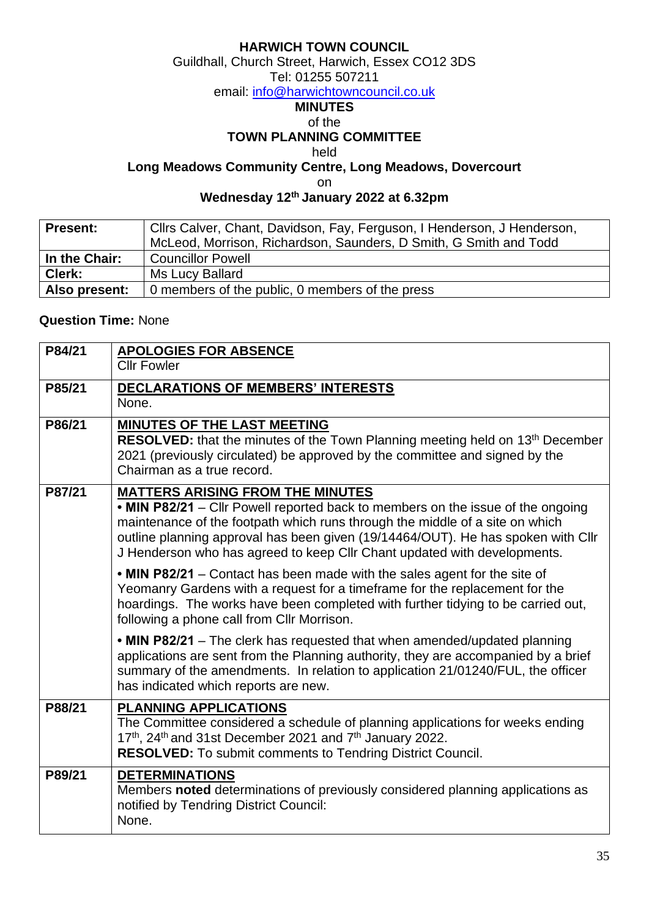**HARWICH TOWN COUNCIL**

Guildhall, Church Street, Harwich, Essex CO12 3DS

Tel: 01255 507211

email: info@harwichtowncouncil.co.uk

**MINUTES**

of the

**TOWN PLANNING COMMITTEE**

held

**Long Meadows Community Centre, Long Meadows, Dovercourt**

on

**Wednesday 12th January 2022 at 6.32pm**

| **Present:** | Cllrs Calver, Chant, Davidson, Fay, Ferguson, I Henderson, J Henderson, McLeod, Morrison, Richardson, Saunders, D Smith, G Smith and Todd |
|---|---|
| **In the Chair:** | Councillor Powell |
| **Clerk:** | Ms Lucy Ballard |
| **Also present:** | 0 members of the public, 0 members of the press |

**Question Time:** None

| | |
|---|---|
| P84/21 | **APOLOGIES FOR ABSENCE**<br>Cllr Fowler |
| P85/21 | **DECLARATIONS OF MEMBERS' INTERESTS**<br>None. |
| P86/21 | **MINUTES OF THE LAST MEETING**<br>**RESOLVED:** that the minutes of the Town Planning meeting held on 13th December 2021 (previously circulated) be approved by the committee and signed by the Chairman as a true record. |
| P87/21 | **MATTERS ARISING FROM THE MINUTES**<br>• **MIN P82/21** – Cllr Powell reported back to members on the issue of the ongoing maintenance of the footpath which runs through the middle of a site on which outline planning approval has been given (19/14464/OUT). He has spoken with Cllr J Henderson who has agreed to keep Cllr Chant updated with developments.<br><br>• **MIN P82/21** – Contact has been made with the sales agent for the site of Yeomanry Gardens with a request for a timeframe for the replacement for the hoardings. The works have been completed with further tidying to be carried out, following a phone call from Cllr Morrison.<br><br>• **MIN P82/21** – The clerk has requested that when amended/updated planning applications are sent from the Planning authority, they are accompanied by a brief summary of the amendments. In relation to application 21/01240/FUL, the officer has indicated which reports are new. |
| P88/21 | **PLANNING APPLICATIONS**<br>The Committee considered a schedule of planning applications for weeks ending 17th, 24th and 31st December 2021 and 7th January 2022.<br>**RESOLVED:** To submit comments to Tendring District Council. |
| P89/21 | **DETERMINATIONS**<br>Members **noted** determinations of previously considered planning applications as notified by Tendring District Council:<br>None. |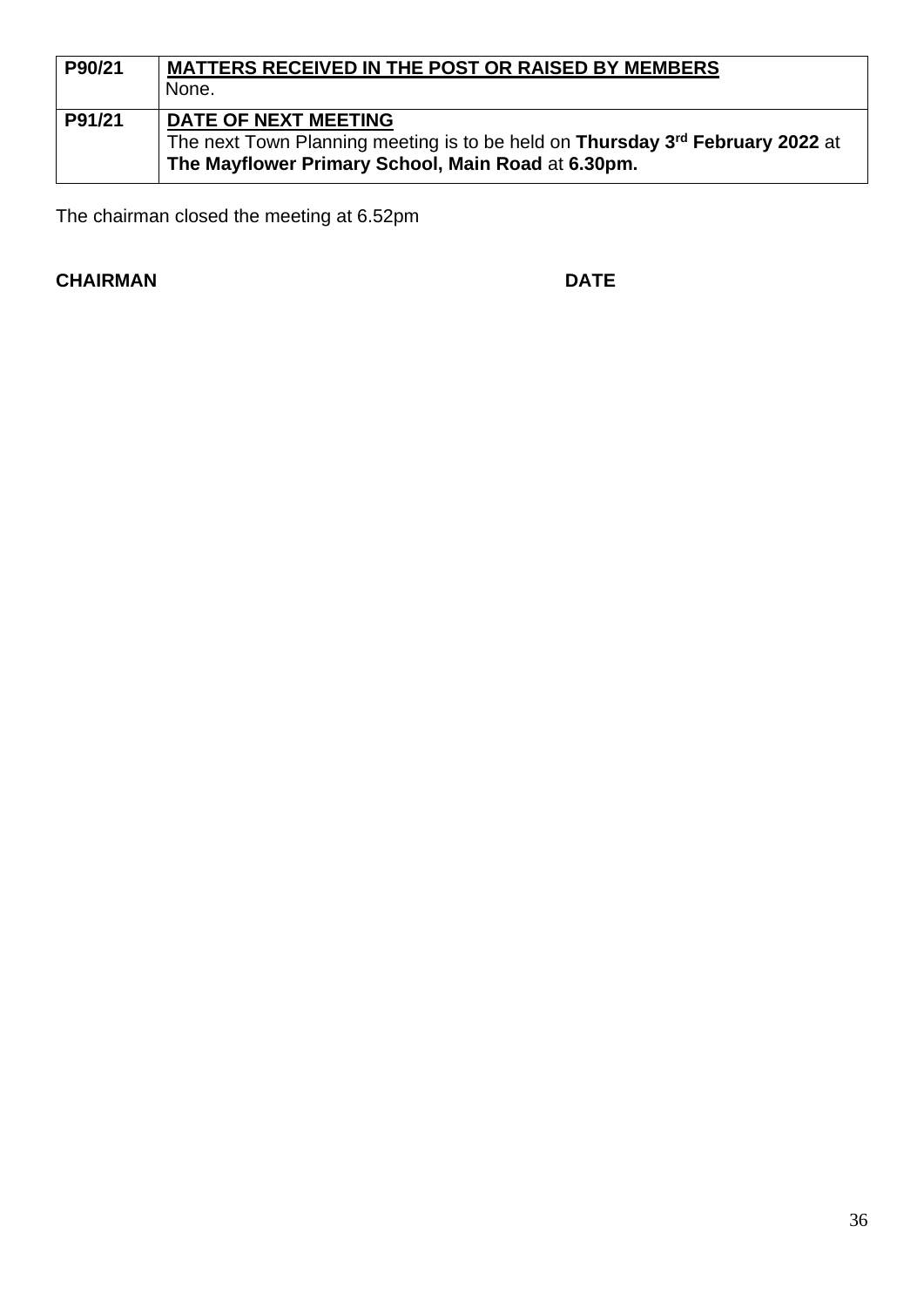| | |
|---|---|
| P90/21 | **MATTERS RECEIVED IN THE POST OR RAISED BY MEMBERS**<br>None. |
| P91/21 | **DATE OF NEXT MEETING**<br>The next Town Planning meeting is to be held on **Thursday 3rd February 2022** at **The Mayflower Primary School, Main Road** at **6.30pm.** |

The chairman closed the meeting at 6.52pm

**CHAIRMAN** **DATE**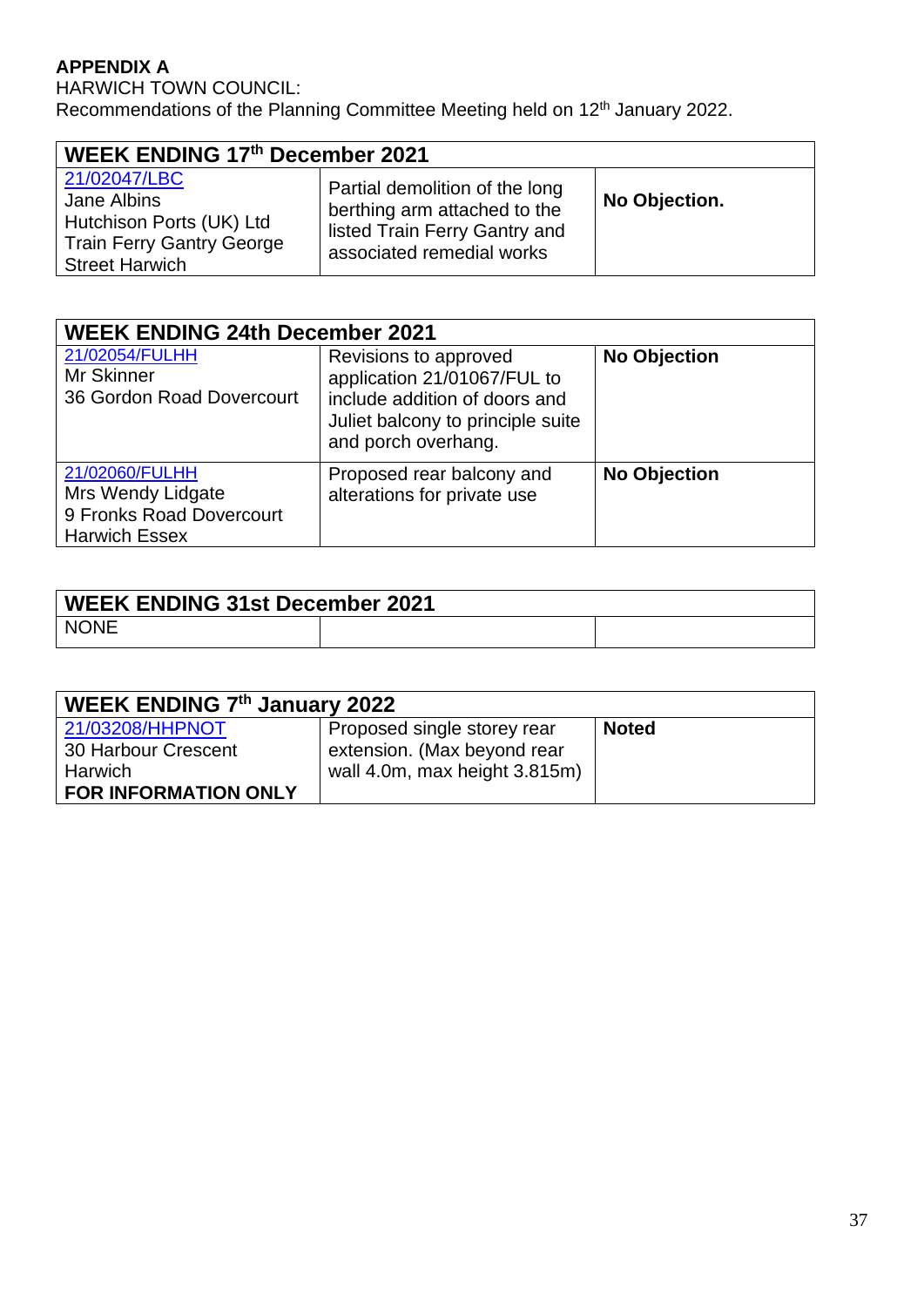**APPENDIX A**

HARWICH TOWN COUNCIL:

Recommendations of the Planning Committee Meeting held on 12th January 2022.

| **WEEK ENDING 17th December 2021** | | |
|---|---|---|
| 21/02047/LBC<br>Jane Albins<br>Hutchison Ports (UK) Ltd<br>Train Ferry Gantry George Street Harwich | Partial demolition of the long berthing arm attached to the listed Train Ferry Gantry and associated remedial works | **No Objection.** |

| **WEEK ENDING 24th December 2021** | | |
|---|---|---|
| 21/02054/FULHH<br>Mr Skinner<br>36 Gordon Road Dovercourt | Revisions to approved application 21/01067/FUL to include addition of doors and Juliet balcony to principle suite and porch overhang. | **No Objection** |
| 21/02060/FULHH<br>Mrs Wendy Lidgate<br>9 Fronks Road Dovercourt Harwich Essex | Proposed rear balcony and alterations for private use | **No Objection** |

| **WEEK ENDING 31st December 2021** | | |
|---|---|---|
| NONE | | |

| **WEEK ENDING 7th January 2022** | | |
|---|---|---|
| 21/03208/HHPNOT<br>30 Harbour Crescent Harwich<br>**FOR INFORMATION ONLY** | Proposed single storey rear extension. (Max beyond rear wall 4.0m, max height 3.815m) | **Noted** |